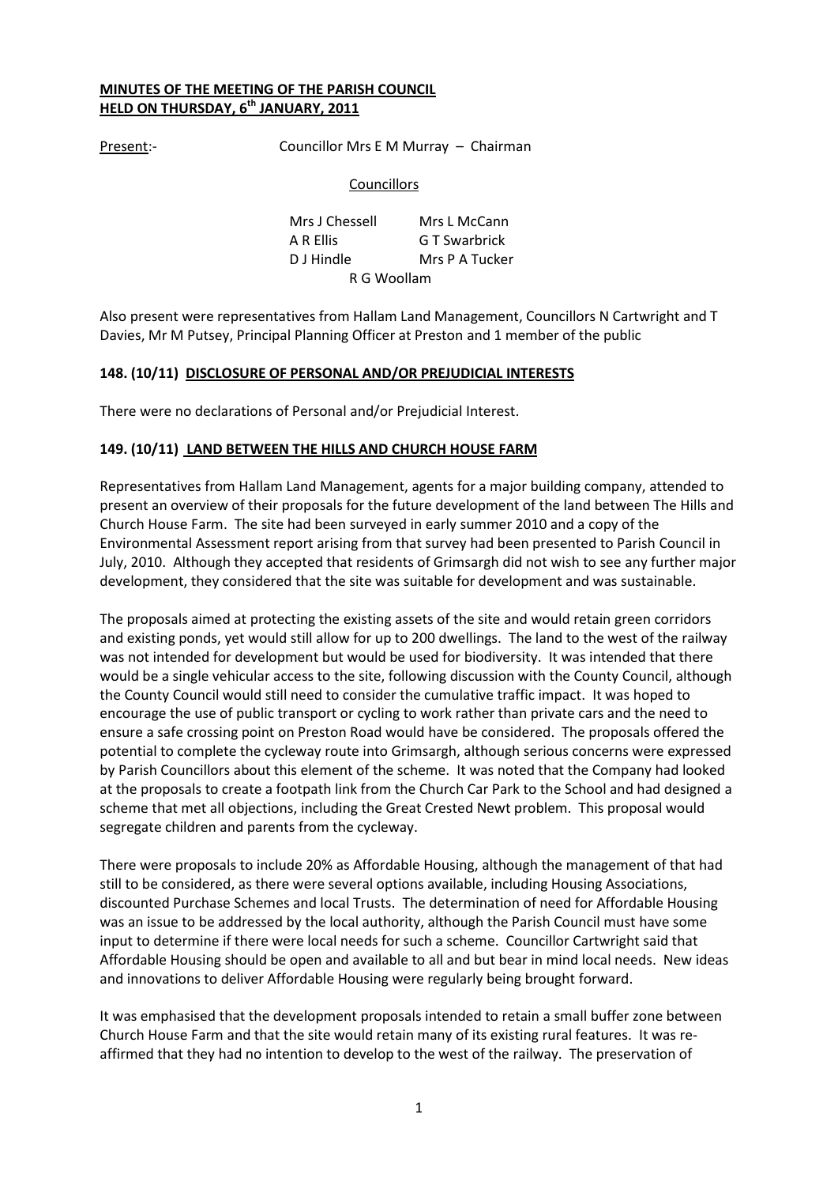**MINUTES OF THE MEETING OF THE PARISH COUNCIL**
**HELD ON THURSDAY, 6th JANUARY, 2011**

Present:- Councillor Mrs E M Murray – Chairman

Councillors

Mrs J Chessell, Mrs L McCann, A R Ellis, G T Swarbrick, D J Hindle, Mrs P A Tucker, R G Woollam

Also present were representatives from Hallam Land Management, Councillors N Cartwright and T Davies, Mr M Putsey, Principal Planning Officer at Preston and 1 member of the public

### 148. (10/11) DISCLOSURE OF PERSONAL AND/OR PREJUDICIAL INTERESTS

There were no declarations of Personal and/or Prejudicial Interest.

### 149. (10/11) LAND BETWEEN THE HILLS AND CHURCH HOUSE FARM

Representatives from Hallam Land Management, agents for a major building company, attended to present an overview of their proposals for the future development of the land between The Hills and Church House Farm. The site had been surveyed in early summer 2010 and a copy of the Environmental Assessment report arising from that survey had been presented to Parish Council in July, 2010. Although they accepted that residents of Grimsargh did not wish to see any further major development, they considered that the site was suitable for development and was sustainable.

The proposals aimed at protecting the existing assets of the site and would retain green corridors and existing ponds, yet would still allow for up to 200 dwellings. The land to the west of the railway was not intended for development but would be used for biodiversity. It was intended that there would be a single vehicular access to the site, following discussion with the County Council, although the County Council would still need to consider the cumulative traffic impact. It was hoped to encourage the use of public transport or cycling to work rather than private cars and the need to ensure a safe crossing point on Preston Road would have be considered. The proposals offered the potential to complete the cycleway route into Grimsargh, although serious concerns were expressed by Parish Councillors about this element of the scheme. It was noted that the Company had looked at the proposals to create a footpath link from the Church Car Park to the School and had designed a scheme that met all objections, including the Great Crested Newt problem. This proposal would segregate children and parents from the cycleway.

There were proposals to include 20% as Affordable Housing, although the management of that had still to be considered, as there were several options available, including Housing Associations, discounted Purchase Schemes and local Trusts. The determination of need for Affordable Housing was an issue to be addressed by the local authority, although the Parish Council must have some input to determine if there were local needs for such a scheme. Councillor Cartwright said that Affordable Housing should be open and available to all and but bear in mind local needs. New ideas and innovations to deliver Affordable Housing were regularly being brought forward.

It was emphasised that the development proposals intended to retain a small buffer zone between Church House Farm and that the site would retain many of its existing rural features. It was re-affirmed that they had no intention to develop to the west of the railway. The preservation of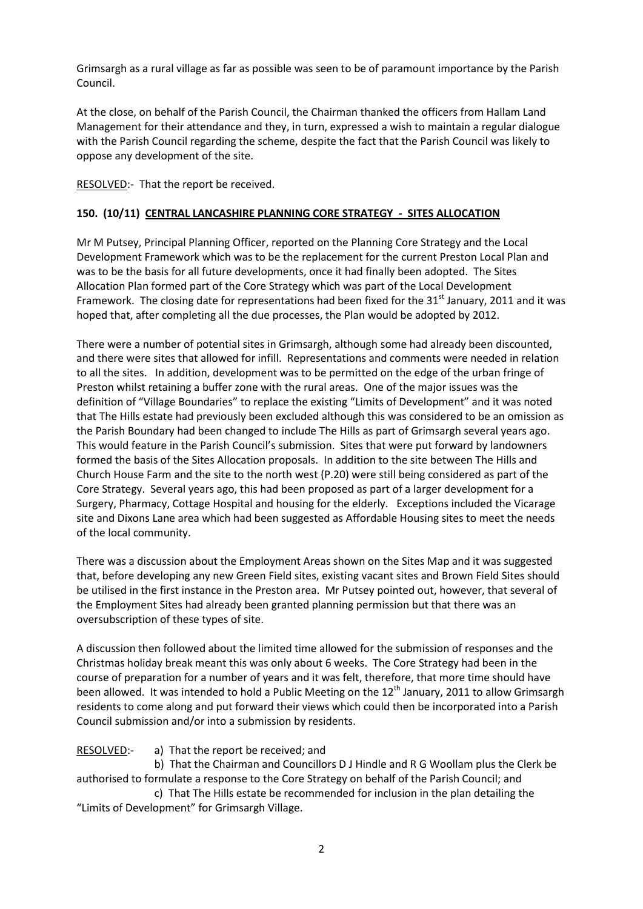Grimsargh as a rural village as far as possible was seen to be of paramount importance by the Parish Council.

At the close, on behalf of the Parish Council, the Chairman thanked the officers from Hallam Land Management for their attendance and they, in turn, expressed a wish to maintain a regular dialogue with the Parish Council regarding the scheme, despite the fact that the Parish Council was likely to oppose any development of the site.

RESOLVED:- That the report be received.

**150. (10/11) CENTRAL LANCASHIRE PLANNING CORE STRATEGY - SITES ALLOCATION**

Mr M Putsey, Principal Planning Officer, reported on the Planning Core Strategy and the Local Development Framework which was to be the replacement for the current Preston Local Plan and was to be the basis for all future developments, once it had finally been adopted. The Sites Allocation Plan formed part of the Core Strategy which was part of the Local Development Framework. The closing date for representations had been fixed for the 31st January, 2011 and it was hoped that, after completing all the due processes, the Plan would be adopted by 2012.

There were a number of potential sites in Grimsargh, although some had already been discounted, and there were sites that allowed for infill. Representations and comments were needed in relation to all the sites. In addition, development was to be permitted on the edge of the urban fringe of Preston whilst retaining a buffer zone with the rural areas. One of the major issues was the definition of "Village Boundaries" to replace the existing "Limits of Development" and it was noted that The Hills estate had previously been excluded although this was considered to be an omission as the Parish Boundary had been changed to include The Hills as part of Grimsargh several years ago. This would feature in the Parish Council's submission. Sites that were put forward by landowners formed the basis of the Sites Allocation proposals. In addition to the site between The Hills and Church House Farm and the site to the north west (P.20) were still being considered as part of the Core Strategy. Several years ago, this had been proposed as part of a larger development for a Surgery, Pharmacy, Cottage Hospital and housing for the elderly. Exceptions included the Vicarage site and Dixons Lane area which had been suggested as Affordable Housing sites to meet the needs of the local community.

There was a discussion about the Employment Areas shown on the Sites Map and it was suggested that, before developing any new Green Field sites, existing vacant sites and Brown Field Sites should be utilised in the first instance in the Preston area. Mr Putsey pointed out, however, that several of the Employment Sites had already been granted planning permission but that there was an oversubscription of these types of site.

A discussion then followed about the limited time allowed for the submission of responses and the Christmas holiday break meant this was only about 6 weeks. The Core Strategy had been in the course of preparation for a number of years and it was felt, therefore, that more time should have been allowed. It was intended to hold a Public Meeting on the 12th January, 2011 to allow Grimsargh residents to come along and put forward their views which could then be incorporated into a Parish Council submission and/or into a submission by residents.

RESOLVED:- a) That the report be received; and

b) That the Chairman and Councillors D J Hindle and R G Woollam plus the Clerk be authorised to formulate a response to the Core Strategy on behalf of the Parish Council; and

c) That The Hills estate be recommended for inclusion in the plan detailing the "Limits of Development" for Grimsargh Village.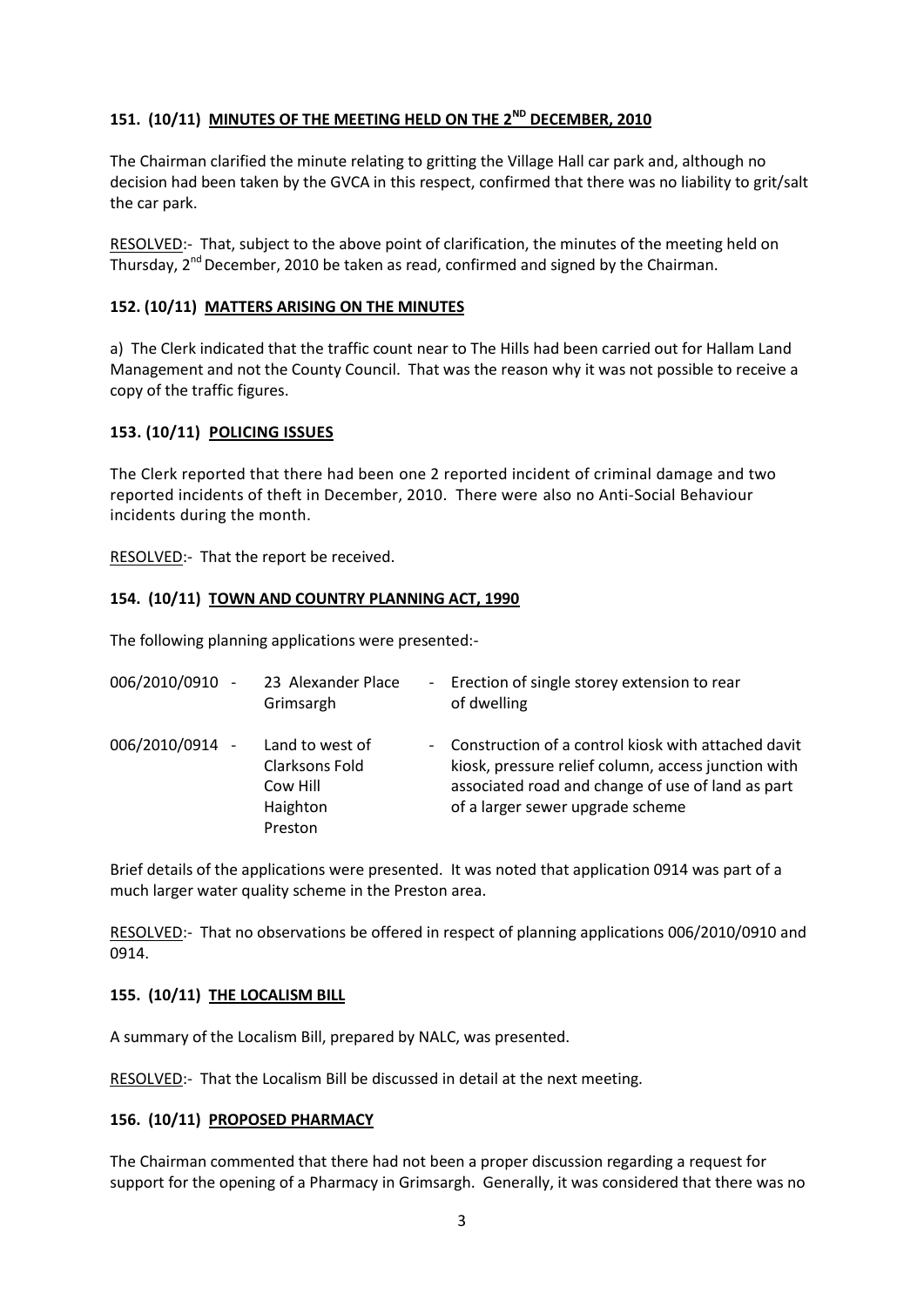## 151. (10/11) MINUTES OF THE MEETING HELD ON THE 2ND DECEMBER, 2010

The Chairman clarified the minute relating to gritting the Village Hall car park and, although no decision had been taken by the GVCA in this respect, confirmed that there was no liability to grit/salt the car park.

RESOLVED:- That, subject to the above point of clarification, the minutes of the meeting held on Thursday, 2nd December, 2010 be taken as read, confirmed and signed by the Chairman.

## 152. (10/11) MATTERS ARISING ON THE MINUTES

a) The Clerk indicated that the traffic count near to The Hills had been carried out for Hallam Land Management and not the County Council. That was the reason why it was not possible to receive a copy of the traffic figures.

## 153. (10/11) POLICING ISSUES

The Clerk reported that there had been one 2 reported incident of criminal damage and two reported incidents of theft in December, 2010. There were also no Anti-Social Behaviour incidents during the month.

RESOLVED:- That the report be received.

## 154. (10/11) TOWN AND COUNTRY PLANNING ACT, 1990

The following planning applications were presented:-

| | | |
|---|---|---|
| 006/2010/0910 - | 23 Alexander Place Grimsargh | - Erection of single storey extension to rear of dwelling |
| 006/2010/0914 - | Land to west of Clarksons Fold Cow Hill Haighton Preston | - Construction of a control kiosk with attached davit kiosk, pressure relief column, access junction with associated road and change of use of land as part of a larger sewer upgrade scheme |

Brief details of the applications were presented. It was noted that application 0914 was part of a much larger water quality scheme in the Preston area.

RESOLVED:- That no observations be offered in respect of planning applications 006/2010/0910 and 0914.

## 155. (10/11) THE LOCALISM BILL

A summary of the Localism Bill, prepared by NALC, was presented.

RESOLVED:- That the Localism Bill be discussed in detail at the next meeting.

## 156. (10/11) PROPOSED PHARMACY

The Chairman commented that there had not been a proper discussion regarding a request for support for the opening of a Pharmacy in Grimsargh. Generally, it was considered that there was no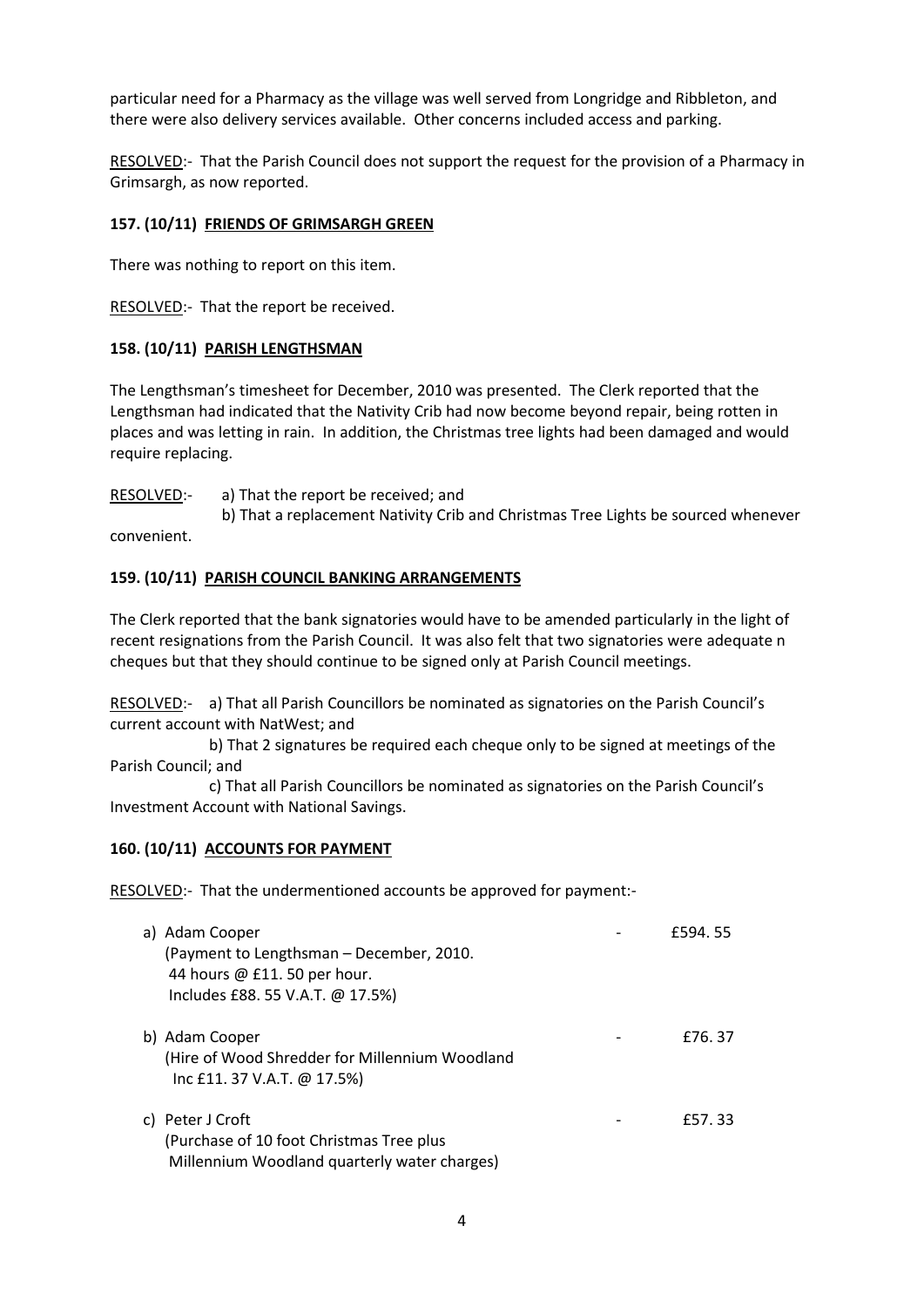particular need for a Pharmacy as the village was well served from Longridge and Ribbleton, and there were also delivery services available. Other concerns included access and parking.

RESOLVED:- That the Parish Council does not support the request for the provision of a Pharmacy in Grimsargh, as now reported.

### 157. (10/11) FRIENDS OF GRIMSARGH GREEN

There was nothing to report on this item.

RESOLVED:- That the report be received.

### 158. (10/11) PARISH LENGTHSMAN

The Lengthsman's timesheet for December, 2010 was presented. The Clerk reported that the Lengthsman had indicated that the Nativity Crib had now become beyond repair, being rotten in places and was letting in rain. In addition, the Christmas tree lights had been damaged and would require replacing.

RESOLVED:- a) That the report be received; and

b) That a replacement Nativity Crib and Christmas Tree Lights be sourced whenever convenient.

### 159. (10/11) PARISH COUNCIL BANKING ARRANGEMENTS

The Clerk reported that the bank signatories would have to be amended particularly in the light of recent resignations from the Parish Council. It was also felt that two signatories were adequate n cheques but that they should continue to be signed only at Parish Council meetings.

RESOLVED:- a) That all Parish Councillors be nominated as signatories on the Parish Council's current account with NatWest; and

b) That 2 signatures be required each cheque only to be signed at meetings of the Parish Council; and

c) That all Parish Councillors be nominated as signatories on the Parish Council's Investment Account with National Savings.

### 160. (10/11) ACCOUNTS FOR PAYMENT

RESOLVED:- That the undermentioned accounts be approved for payment:-

a) Adam Cooper - £594. 55
(Payment to Lengthsman – December, 2010.
44 hours @ £11. 50 per hour.
Includes £88. 55 V.A.T. @ 17.5%)

b) Adam Cooper - £76. 37
(Hire of Wood Shredder for Millennium Woodland
Inc £11. 37 V.A.T. @ 17.5%)

c) Peter J Croft - £57. 33
(Purchase of 10 foot Christmas Tree plus
Millennium Woodland quarterly water charges)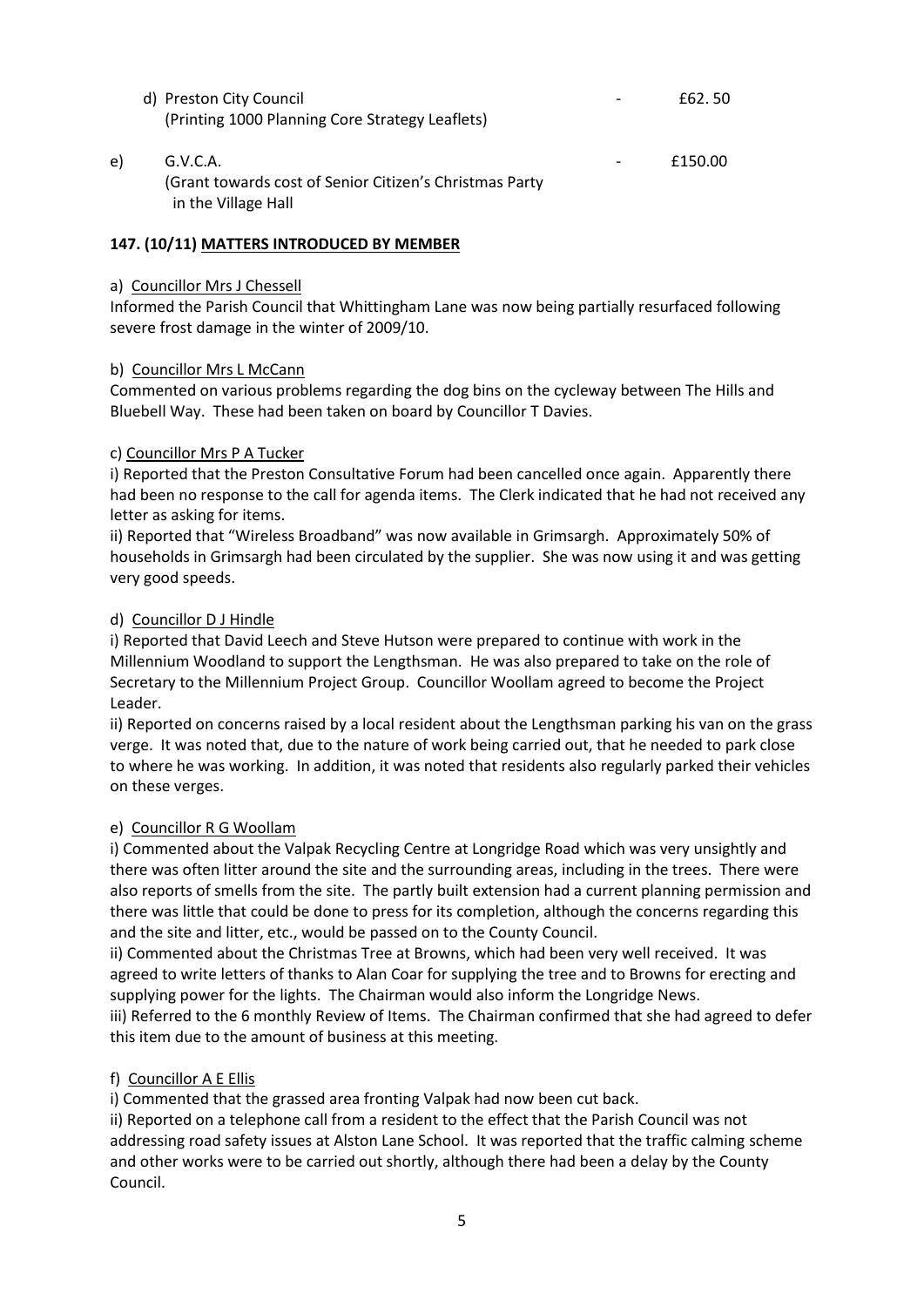d) Preston City Council - £62. 50
(Printing 1000 Planning Core Strategy Leaflets)

e) G.V.C.A. - £150.00
(Grant towards cost of Senior Citizen's Christmas Party in the Village Hall

**147. (10/11) MATTERS INTRODUCED BY MEMBER**

a) Councillor Mrs J Chessell

Informed the Parish Council that Whittingham Lane was now being partially resurfaced following severe frost damage in the winter of 2009/10.

b) Councillor Mrs L McCann

Commented on various problems regarding the dog bins on the cycleway between The Hills and Bluebell Way. These had been taken on board by Councillor T Davies.

c) Councillor Mrs P A Tucker

i) Reported that the Preston Consultative Forum had been cancelled once again. Apparently there had been no response to the call for agenda items. The Clerk indicated that he had not received any letter as asking for items.

ii) Reported that "Wireless Broadband" was now available in Grimsargh. Approximately 50% of households in Grimsargh had been circulated by the supplier. She was now using it and was getting very good speeds.

d) Councillor D J Hindle

i) Reported that David Leech and Steve Hutson were prepared to continue with work in the Millennium Woodland to support the Lengthsman. He was also prepared to take on the role of Secretary to the Millennium Project Group. Councillor Woollam agreed to become the Project Leader.

ii) Reported on concerns raised by a local resident about the Lengthsman parking his van on the grass verge. It was noted that, due to the nature of work being carried out, that he needed to park close to where he was working. In addition, it was noted that residents also regularly parked their vehicles on these verges.

e) Councillor R G Woollam

i) Commented about the Valpak Recycling Centre at Longridge Road which was very unsightly and there was often litter around the site and the surrounding areas, including in the trees. There were also reports of smells from the site. The partly built extension had a current planning permission and there was little that could be done to press for its completion, although the concerns regarding this and the site and litter, etc., would be passed on to the County Council.

ii) Commented about the Christmas Tree at Browns, which had been very well received. It was agreed to write letters of thanks to Alan Coar for supplying the tree and to Browns for erecting and supplying power for the lights. The Chairman would also inform the Longridge News.

iii) Referred to the 6 monthly Review of Items. The Chairman confirmed that she had agreed to defer this item due to the amount of business at this meeting.

f) Councillor A E Ellis

i) Commented that the grassed area fronting Valpak had now been cut back.

ii) Reported on a telephone call from a resident to the effect that the Parish Council was not addressing road safety issues at Alston Lane School. It was reported that the traffic calming scheme and other works were to be carried out shortly, although there had been a delay by the County Council.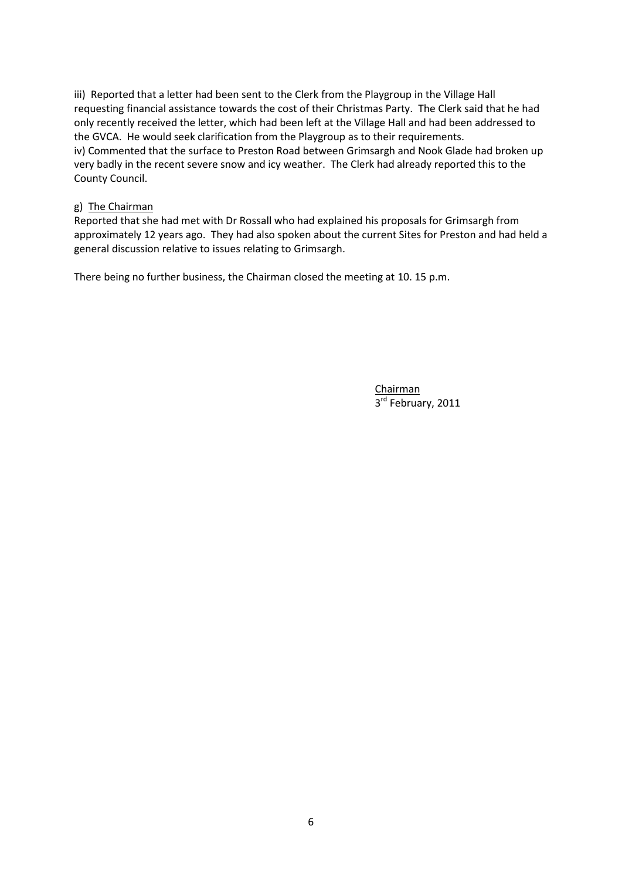iii) Reported that a letter had been sent to the Clerk from the Playgroup in the Village Hall requesting financial assistance towards the cost of their Christmas Party. The Clerk said that he had only recently received the letter, which had been left at the Village Hall and had been addressed to the GVCA. He would seek clarification from the Playgroup as to their requirements.
iv) Commented that the surface to Preston Road between Grimsargh and Nook Glade had broken up very badly in the recent severe snow and icy weather. The Clerk had already reported this to the County Council.

g) <u>The Chairman</u>
Reported that she had met with Dr Rossall who had explained his proposals for Grimsargh from approximately 12 years ago. They had also spoken about the current Sites for Preston and had held a general discussion relative to issues relating to Grimsargh.

There being no further business, the Chairman closed the meeting at 10. 15 p.m.

<u>Chairman</u>
3rd February, 2011